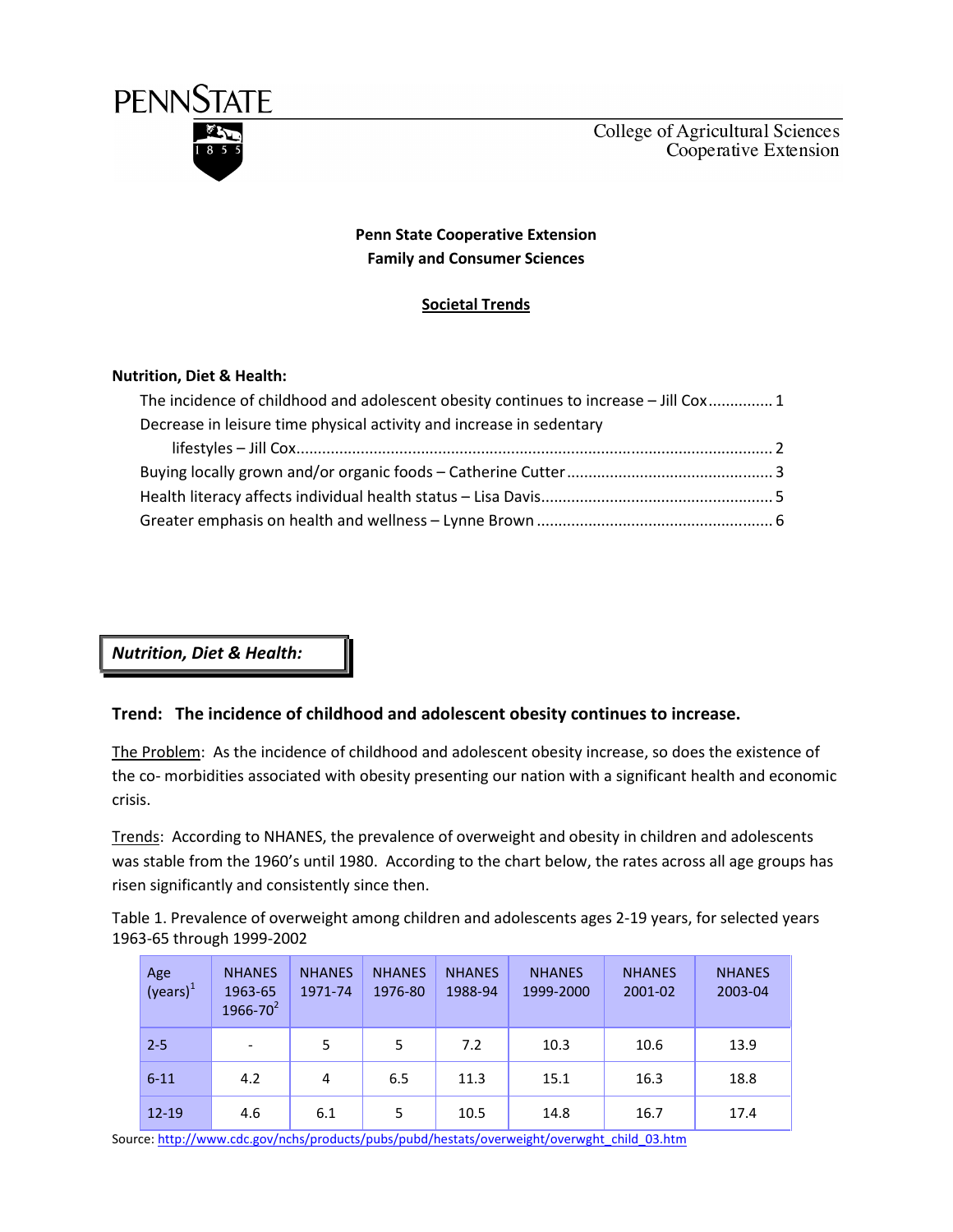PENNSTATE

College of Agricultural Sciences
Cooperative Extension

**Penn State Cooperative Extension**
**Family and Consumer Sciences**

**Societal Trends**

**Nutrition, Diet & Health:**

The incidence of childhood and adolescent obesity continues to increase – Jill Cox .............. 1
Decrease in leisure time physical activity and increase in sedentary
lifestyles – Jill Cox ............................................................................................................ 2
Buying locally grown and/or organic foods – Catherine Cutter ............................................... 3
Health literacy affects individual health status – Lisa Davis..................................................... 5
Greater emphasis on health and wellness – Lynne Brown ...................................................... 6

## *Nutrition, Diet & Health:*

### Trend: The incidence of childhood and adolescent obesity continues to increase.

The Problem: As the incidence of childhood and adolescent obesity increase, so does the existence of the co- morbidities associated with obesity presenting our nation with a significant health and economic crisis.

Trends: According to NHANES, the prevalence of overweight and obesity in children and adolescents was stable from the 1960's until 1980. According to the chart below, the rates across all age groups has risen significantly and consistently since then.

Table 1. Prevalence of overweight among children and adolescents ages 2-19 years, for selected years 1963-65 through 1999-2002

| Age (years)[1] | NHANES 1963-65 1966-70[2] | NHANES 1971-74 | NHANES 1976-80 | NHANES 1988-94 | NHANES 1999-2000 | NHANES 2001-02 | NHANES 2003-04 |
|---|---|---|---|---|---|---|---|
| 2-5 | - | 5 | 5 | 7.2 | 10.3 | 10.6 | 13.9 |
| 6-11 | 4.2 | 4 | 6.5 | 11.3 | 15.1 | 16.3 | 18.8 |
| 12-19 | 4.6 | 6.1 | 5 | 10.5 | 14.8 | 16.7 | 17.4 |

Source: http://www.cdc.gov/nchs/products/pubs/pubd/hestats/overweight/overwght_child_03.htm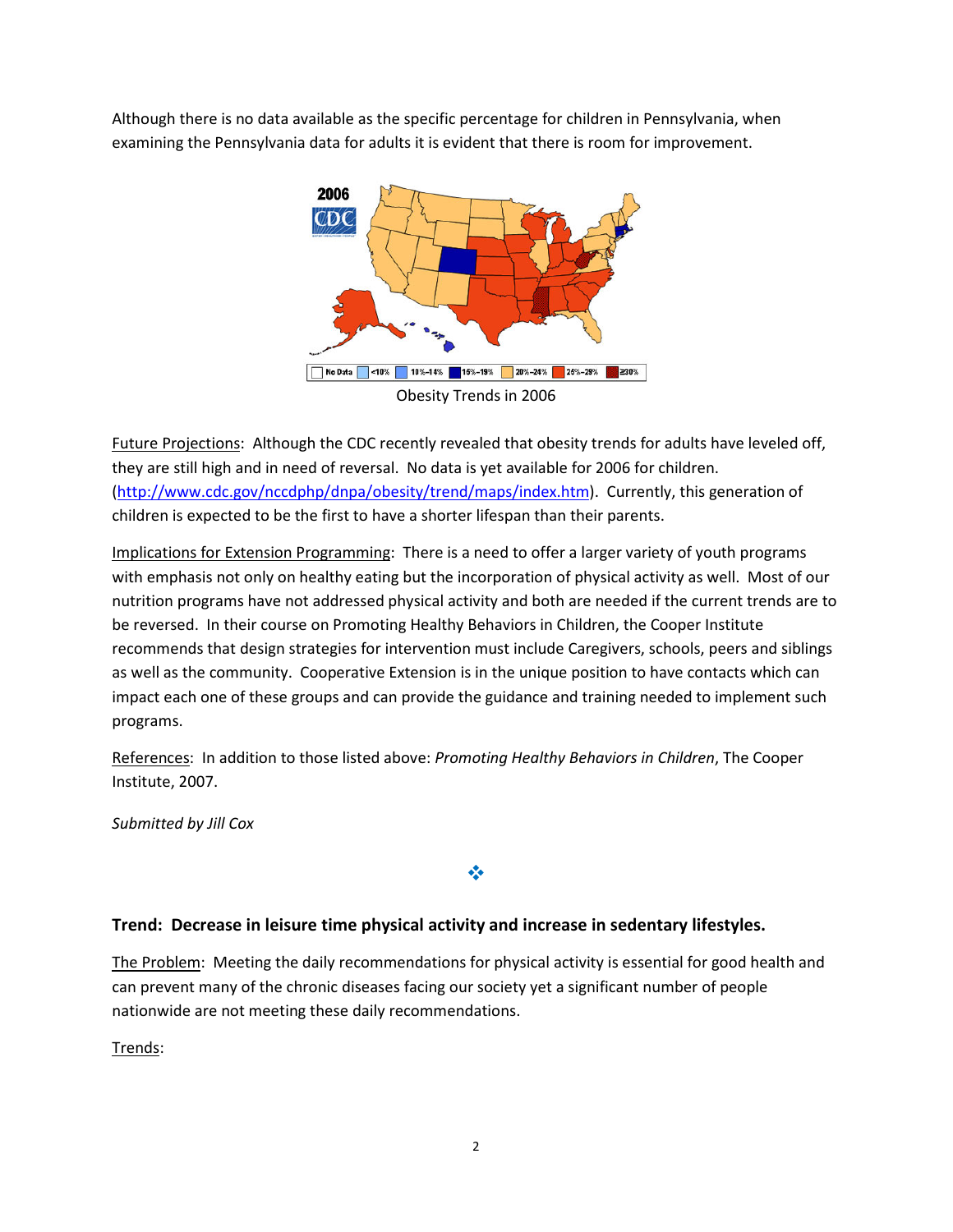Although there is no data available as the specific percentage for children in Pennsylvania, when examining the Pennsylvania data for adults it is evident that there is room for improvement.

Obesity Trends in 2006

Future Projections: Although the CDC recently revealed that obesity trends for adults have leveled off, they are still high and in need of reversal. No data is yet available for 2006 for children. (http://www.cdc.gov/nccdphp/dnpa/obesity/trend/maps/index.htm). Currently, this generation of children is expected to be the first to have a shorter lifespan than their parents.

Implications for Extension Programming: There is a need to offer a larger variety of youth programs with emphasis not only on healthy eating but the incorporation of physical activity as well. Most of our nutrition programs have not addressed physical activity and both are needed if the current trends are to be reversed. In their course on Promoting Healthy Behaviors in Children, the Cooper Institute recommends that design strategies for intervention must include Caregivers, schools, peers and siblings as well as the community. Cooperative Extension is in the unique position to have contacts which can impact each one of these groups and can provide the guidance and training needed to implement such programs.

References: In addition to those listed above: *Promoting Healthy Behaviors in Children*, The Cooper Institute, 2007.

*Submitted by Jill Cox*

❖

**Trend: Decrease in leisure time physical activity and increase in sedentary lifestyles.**

The Problem: Meeting the daily recommendations for physical activity is essential for good health and can prevent many of the chronic diseases facing our society yet a significant number of people nationwide are not meeting these daily recommendations.

Trends: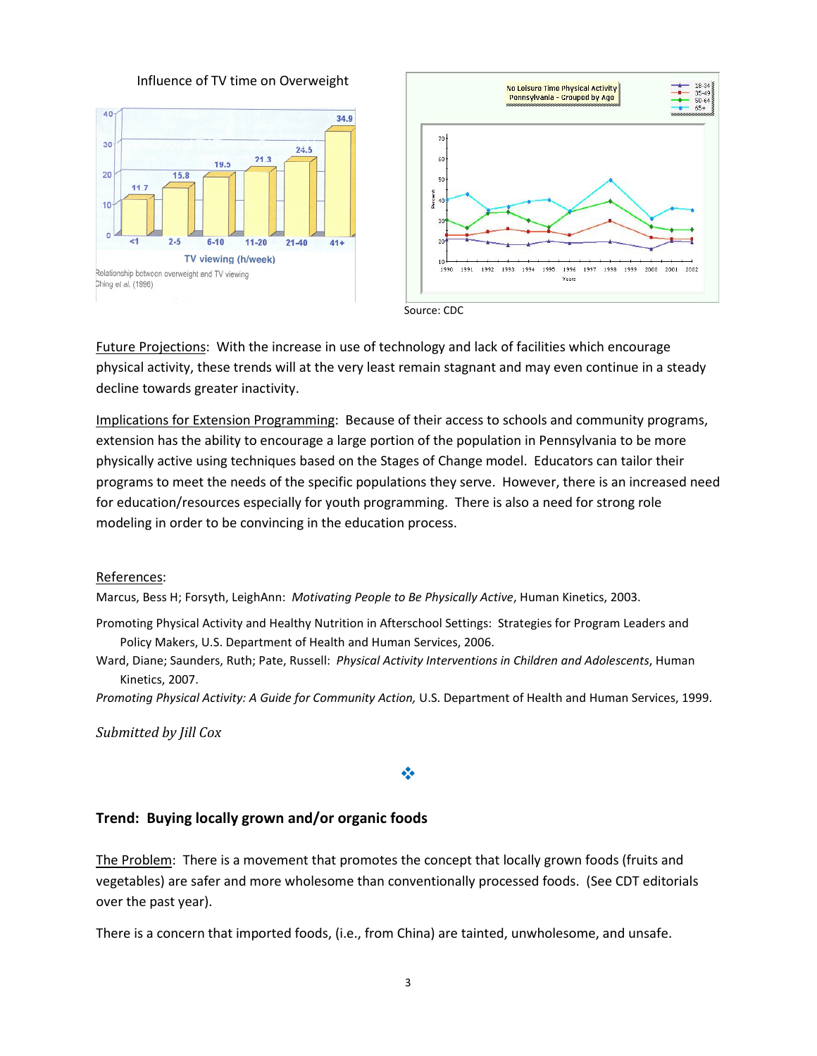Influence of TV time on Overweight

Relationship between overweight and TV viewing
Ching et al. (1996)

Source: CDC

Future Projections: With the increase in use of technology and lack of facilities which encourage physical activity, these trends will at the very least remain stagnant and may even continue in a steady decline towards greater inactivity.

Implications for Extension Programming: Because of their access to schools and community programs, extension has the ability to encourage a large portion of the population in Pennsylvania to be more physically active using techniques based on the Stages of Change model. Educators can tailor their programs to meet the needs of the specific populations they serve. However, there is an increased need for education/resources especially for youth programming. There is also a need for strong role modeling in order to be convincing in the education process.

References:

Marcus, Bess H; Forsyth, LeighAnn: *Motivating People to Be Physically Active*, Human Kinetics, 2003.

Promoting Physical Activity and Healthy Nutrition in Afterschool Settings: Strategies for Program Leaders and Policy Makers, U.S. Department of Health and Human Services, 2006.

Ward, Diane; Saunders, Ruth; Pate, Russell: *Physical Activity Interventions in Children and Adolescents*, Human Kinetics, 2007.

*Promoting Physical Activity: A Guide for Community Action,* U.S. Department of Health and Human Services, 1999.

*Submitted by Jill Cox*

❖

### Trend: Buying locally grown and/or organic foods

The Problem: There is a movement that promotes the concept that locally grown foods (fruits and vegetables) are safer and more wholesome than conventionally processed foods. (See CDT editorials over the past year).

There is a concern that imported foods, (i.e., from China) are tainted, unwholesome, and unsafe.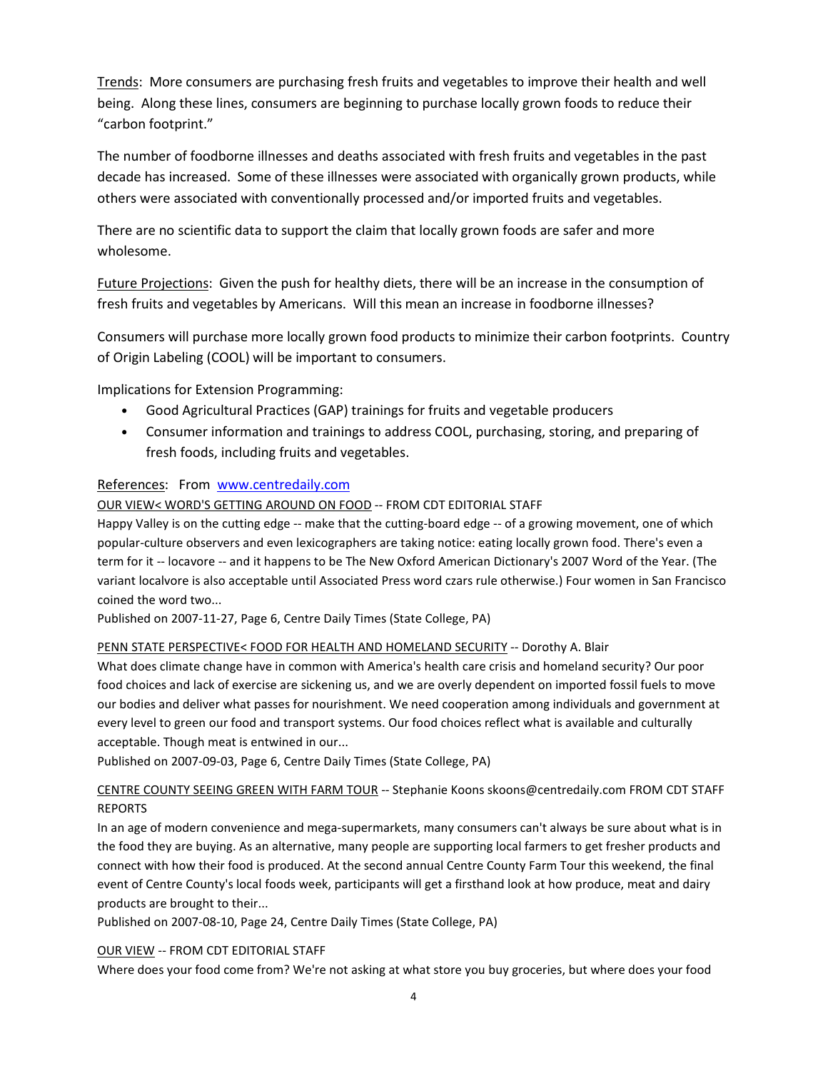Trends: More consumers are purchasing fresh fruits and vegetables to improve their health and well being. Along these lines, consumers are beginning to purchase locally grown foods to reduce their "carbon footprint."

The number of foodborne illnesses and deaths associated with fresh fruits and vegetables in the past decade has increased. Some of these illnesses were associated with organically grown products, while others were associated with conventionally processed and/or imported fruits and vegetables.

There are no scientific data to support the claim that locally grown foods are safer and more wholesome.

Future Projections: Given the push for healthy diets, there will be an increase in the consumption of fresh fruits and vegetables by Americans. Will this mean an increase in foodborne illnesses?

Consumers will purchase more locally grown food products to minimize their carbon footprints. Country of Origin Labeling (COOL) will be important to consumers.

Implications for Extension Programming:

- Good Agricultural Practices (GAP) trainings for fruits and vegetable producers
- Consumer information and trainings to address COOL, purchasing, storing, and preparing of fresh foods, including fruits and vegetables.

References: From [www.centredaily.com](www.centredaily.com)

OUR VIEW< WORD'S GETTING AROUND ON FOOD -- FROM CDT EDITORIAL STAFF

Happy Valley is on the cutting edge -- make that the cutting-board edge -- of a growing movement, one of which popular-culture observers and even lexicographers are taking notice: eating locally grown food. There's even a term for it -- locavore -- and it happens to be The New Oxford American Dictionary's 2007 Word of the Year. (The variant localvore is also acceptable until Associated Press word czars rule otherwise.) Four women in San Francisco coined the word two...

Published on 2007-11-27, Page 6, Centre Daily Times (State College, PA)

PENN STATE PERSPECTIVE< FOOD FOR HEALTH AND HOMELAND SECURITY -- Dorothy A. Blair

What does climate change have in common with America's health care crisis and homeland security? Our poor food choices and lack of exercise are sickening us, and we are overly dependent on imported fossil fuels to move our bodies and deliver what passes for nourishment. We need cooperation among individuals and government at every level to green our food and transport systems. Our food choices reflect what is available and culturally acceptable. Though meat is entwined in our...

Published on 2007-09-03, Page 6, Centre Daily Times (State College, PA)

CENTRE COUNTY SEEING GREEN WITH FARM TOUR -- Stephanie Koons skoons@centredaily.com FROM CDT STAFF REPORTS

In an age of modern convenience and mega-supermarkets, many consumers can't always be sure about what is in the food they are buying. As an alternative, many people are supporting local farmers to get fresher products and connect with how their food is produced. At the second annual Centre County Farm Tour this weekend, the final event of Centre County's local foods week, participants will get a firsthand look at how produce, meat and dairy products are brought to their...

Published on 2007-08-10, Page 24, Centre Daily Times (State College, PA)

OUR VIEW -- FROM CDT EDITORIAL STAFF

Where does your food come from? We're not asking at what store you buy groceries, but where does your food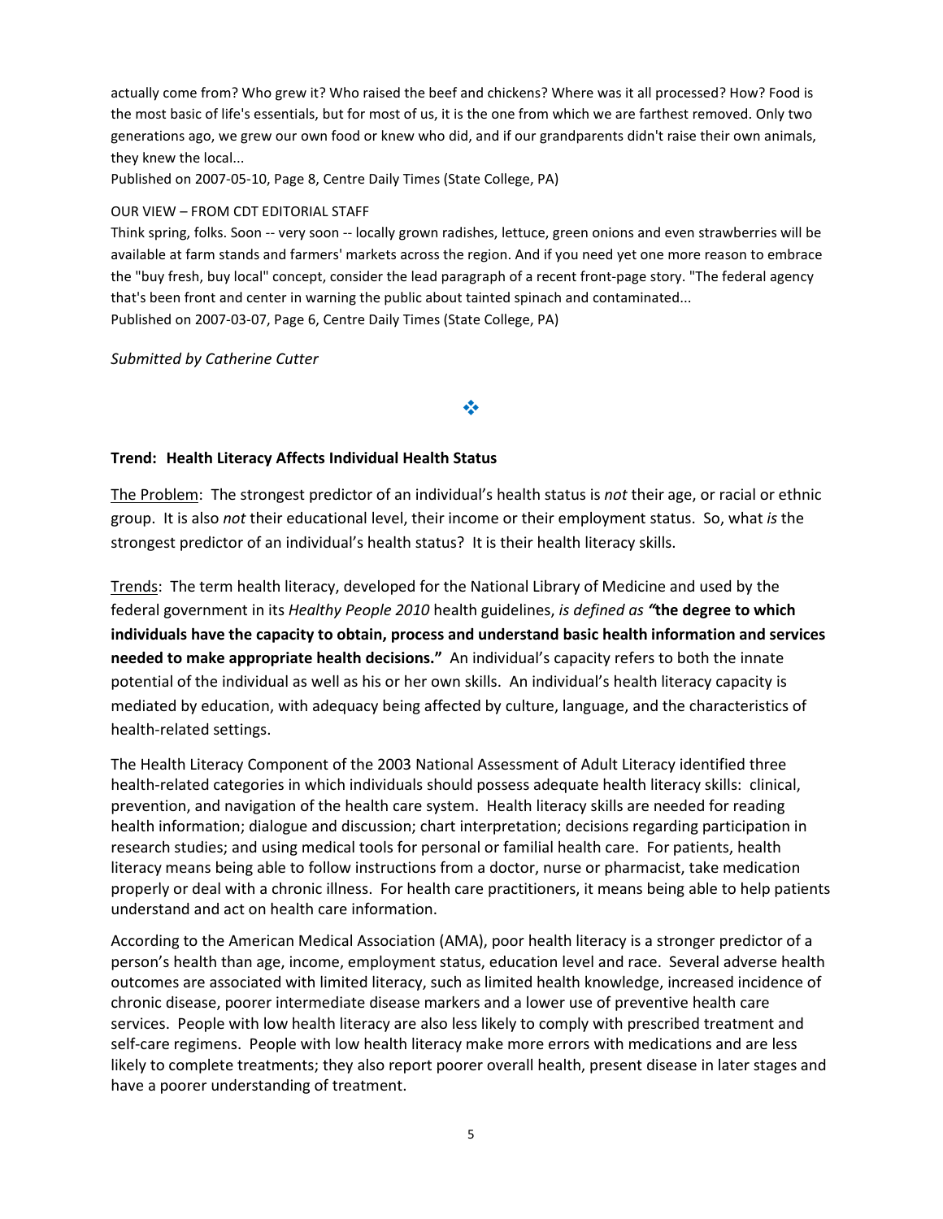actually come from? Who grew it? Who raised the beef and chickens? Where was it all processed? How? Food is the most basic of life's essentials, but for most of us, it is the one from which we are farthest removed. Only two generations ago, we grew our own food or knew who did, and if our grandparents didn't raise their own animals, they knew the local...

Published on 2007-05-10, Page 8, Centre Daily Times (State College, PA)

OUR VIEW – FROM CDT EDITORIAL STAFF

Think spring, folks. Soon -- very soon -- locally grown radishes, lettuce, green onions and even strawberries will be available at farm stands and farmers' markets across the region. And if you need yet one more reason to embrace the "buy fresh, buy local" concept, consider the lead paragraph of a recent front-page story. "The federal agency that's been front and center in warning the public about tainted spinach and contaminated...

Published on 2007-03-07, Page 6, Centre Daily Times (State College, PA)

*Submitted by Catherine Cutter*

❖

**Trend: Health Literacy Affects Individual Health Status**

<u>The Problem</u>: The strongest predictor of an individual's health status is *not* their age, or racial or ethnic group. It is also *not* their educational level, their income or their employment status. So, what *is* the strongest predictor of an individual's health status? It is their health literacy skills.

<u>Trends</u>: The term health literacy, developed for the National Library of Medicine and used by the federal government in its *Healthy People 2010* health guidelines, *is defined as* **"the degree to which individuals have the capacity to obtain, process and understand basic health information and services needed to make appropriate health decisions."** An individual's capacity refers to both the innate potential of the individual as well as his or her own skills. An individual's health literacy capacity is mediated by education, with adequacy being affected by culture, language, and the characteristics of health-related settings.

The Health Literacy Component of the 2003 National Assessment of Adult Literacy identified three health-related categories in which individuals should possess adequate health literacy skills: clinical, prevention, and navigation of the health care system. Health literacy skills are needed for reading health information; dialogue and discussion; chart interpretation; decisions regarding participation in research studies; and using medical tools for personal or familial health care. For patients, health literacy means being able to follow instructions from a doctor, nurse or pharmacist, take medication properly or deal with a chronic illness. For health care practitioners, it means being able to help patients understand and act on health care information.

According to the American Medical Association (AMA), poor health literacy is a stronger predictor of a person's health than age, income, employment status, education level and race. Several adverse health outcomes are associated with limited literacy, such as limited health knowledge, increased incidence of chronic disease, poorer intermediate disease markers and a lower use of preventive health care services. People with low health literacy are also less likely to comply with prescribed treatment and self-care regimens. People with low health literacy make more errors with medications and are less likely to complete treatments; they also report poorer overall health, present disease in later stages and have a poorer understanding of treatment.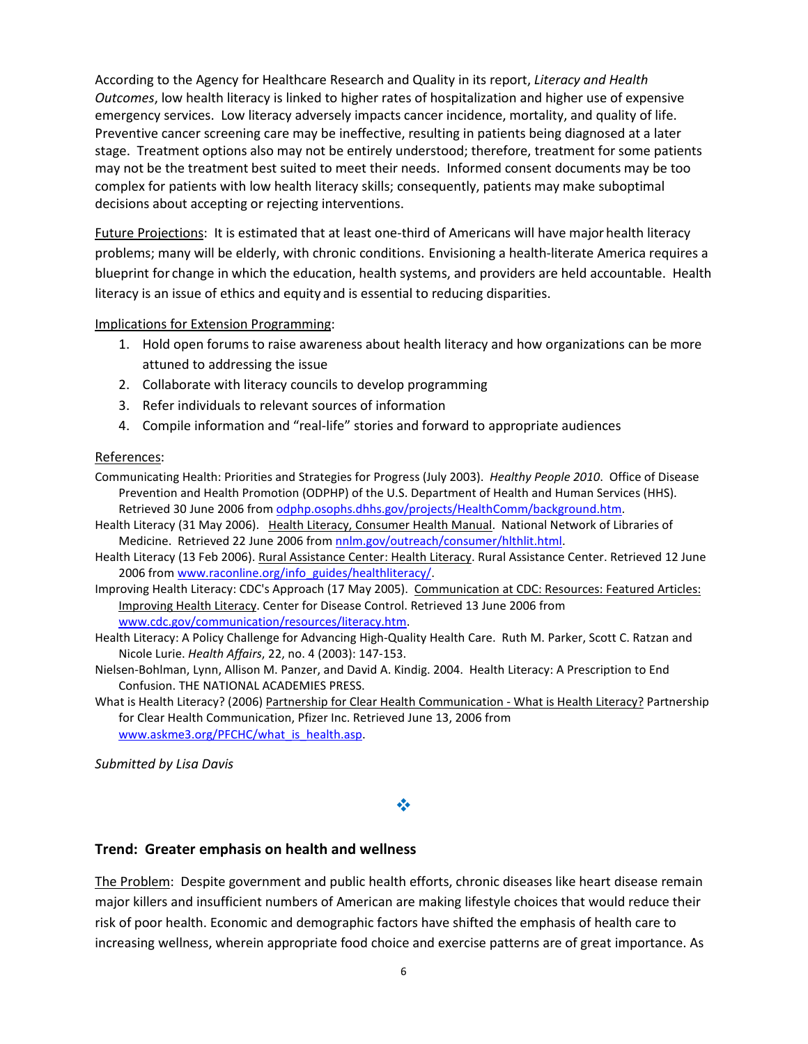According to the Agency for Healthcare Research and Quality in its report, *Literacy and Health Outcomes*, low health literacy is linked to higher rates of hospitalization and higher use of expensive emergency services. Low literacy adversely impacts cancer incidence, mortality, and quality of life. Preventive cancer screening care may be ineffective, resulting in patients being diagnosed at a later stage. Treatment options also may not be entirely understood; therefore, treatment for some patients may not be the treatment best suited to meet their needs. Informed consent documents may be too complex for patients with low health literacy skills; consequently, patients may make suboptimal decisions about accepting or rejecting interventions.

Future Projections: It is estimated that at least one-third of Americans will have major health literacy problems; many will be elderly, with chronic conditions. Envisioning a health-literate America requires a blueprint for change in which the education, health systems, and providers are held accountable. Health literacy is an issue of ethics and equity and is essential to reducing disparities.

Implications for Extension Programming:

1. Hold open forums to raise awareness about health literacy and how organizations can be more attuned to addressing the issue
2. Collaborate with literacy councils to develop programming
3. Refer individuals to relevant sources of information
4. Compile information and "real-life" stories and forward to appropriate audiences

References:

Communicating Health: Priorities and Strategies for Progress (July 2003). *Healthy People 2010*. Office of Disease Prevention and Health Promotion (ODPHP) of the U.S. Department of Health and Human Services (HHS). Retrieved 30 June 2006 from odphp.osophs.dhhs.gov/projects/HealthComm/background.htm.

Health Literacy (31 May 2006). Health Literacy, Consumer Health Manual. National Network of Libraries of Medicine. Retrieved 22 June 2006 from nnlm.gov/outreach/consumer/hlthlit.html.

Health Literacy (13 Feb 2006). Rural Assistance Center: Health Literacy. Rural Assistance Center. Retrieved 12 June 2006 from www.raconline.org/info_guides/healthliteracy/.

Improving Health Literacy: CDC's Approach (17 May 2005). Communication at CDC: Resources: Featured Articles: Improving Health Literacy. Center for Disease Control. Retrieved 13 June 2006 from www.cdc.gov/communication/resources/literacy.htm.

Health Literacy: A Policy Challenge for Advancing High-Quality Health Care. Ruth M. Parker, Scott C. Ratzan and Nicole Lurie. *Health Affairs*, 22, no. 4 (2003): 147-153.

Nielsen-Bohlman, Lynn, Allison M. Panzer, and David A. Kindig. 2004. Health Literacy: A Prescription to End Confusion. THE NATIONAL ACADEMIES PRESS.

What is Health Literacy? (2006) Partnership for Clear Health Communication - What is Health Literacy? Partnership for Clear Health Communication, Pfizer Inc. Retrieved June 13, 2006 from www.askme3.org/PFCHC/what_is_health.asp.

*Submitted by Lisa Davis*

❖

### Trend: Greater emphasis on health and wellness

The Problem: Despite government and public health efforts, chronic diseases like heart disease remain major killers and insufficient numbers of American are making lifestyle choices that would reduce their risk of poor health. Economic and demographic factors have shifted the emphasis of health care to increasing wellness, wherein appropriate food choice and exercise patterns are of great importance. As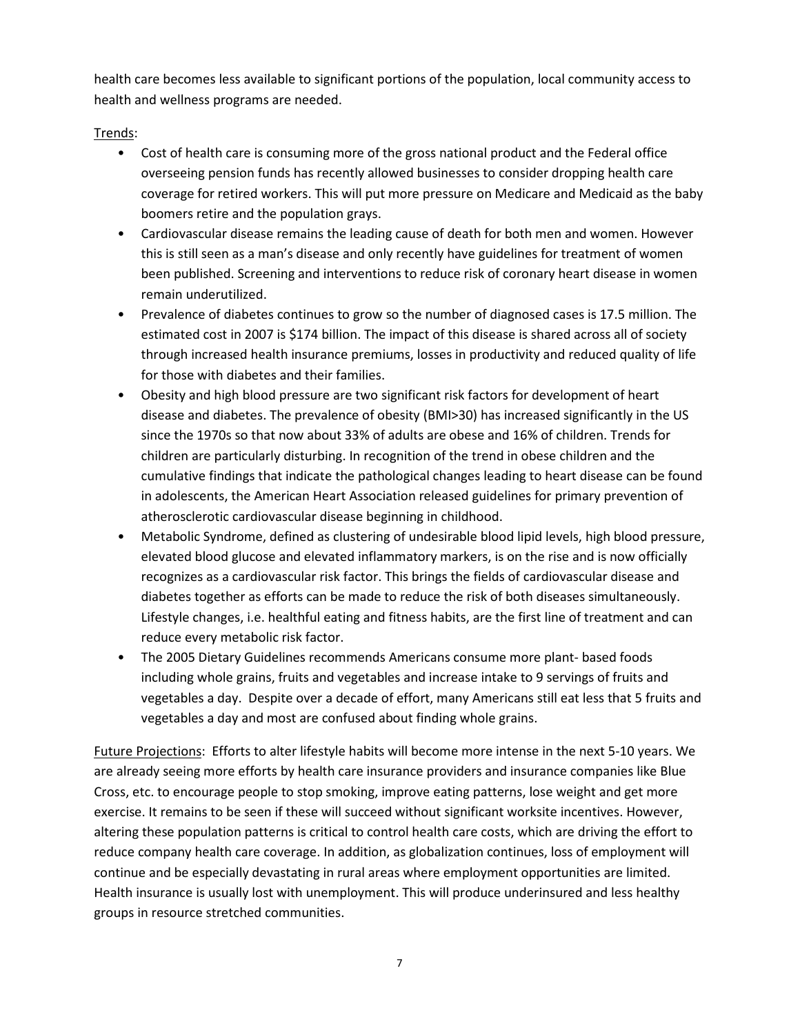health care becomes less available to significant portions of the population, local community access to health and wellness programs are needed.

Trends:

- Cost of health care is consuming more of the gross national product and the Federal office overseeing pension funds has recently allowed businesses to consider dropping health care coverage for retired workers. This will put more pressure on Medicare and Medicaid as the baby boomers retire and the population grays.
- Cardiovascular disease remains the leading cause of death for both men and women. However this is still seen as a man's disease and only recently have guidelines for treatment of women been published. Screening and interventions to reduce risk of coronary heart disease in women remain underutilized.
- Prevalence of diabetes continues to grow so the number of diagnosed cases is 17.5 million. The estimated cost in 2007 is $174 billion. The impact of this disease is shared across all of society through increased health insurance premiums, losses in productivity and reduced quality of life for those with diabetes and their families.
- Obesity and high blood pressure are two significant risk factors for development of heart disease and diabetes. The prevalence of obesity (BMI>30) has increased significantly in the US since the 1970s so that now about 33% of adults are obese and 16% of children. Trends for children are particularly disturbing. In recognition of the trend in obese children and the cumulative findings that indicate the pathological changes leading to heart disease can be found in adolescents, the American Heart Association released guidelines for primary prevention of atherosclerotic cardiovascular disease beginning in childhood.
- Metabolic Syndrome, defined as clustering of undesirable blood lipid levels, high blood pressure, elevated blood glucose and elevated inflammatory markers, is on the rise and is now officially recognizes as a cardiovascular risk factor. This brings the fields of cardiovascular disease and diabetes together as efforts can be made to reduce the risk of both diseases simultaneously. Lifestyle changes, i.e. healthful eating and fitness habits, are the first line of treatment and can reduce every metabolic risk factor.
- The 2005 Dietary Guidelines recommends Americans consume more plant- based foods including whole grains, fruits and vegetables and increase intake to 9 servings of fruits and vegetables a day. Despite over a decade of effort, many Americans still eat less that 5 fruits and vegetables a day and most are confused about finding whole grains.

Future Projections: Efforts to alter lifestyle habits will become more intense in the next 5-10 years. We are already seeing more efforts by health care insurance providers and insurance companies like Blue Cross, etc. to encourage people to stop smoking, improve eating patterns, lose weight and get more exercise. It remains to be seen if these will succeed without significant worksite incentives. However, altering these population patterns is critical to control health care costs, which are driving the effort to reduce company health care coverage. In addition, as globalization continues, loss of employment will continue and be especially devastating in rural areas where employment opportunities are limited. Health insurance is usually lost with unemployment. This will produce underinsured and less healthy groups in resource stretched communities.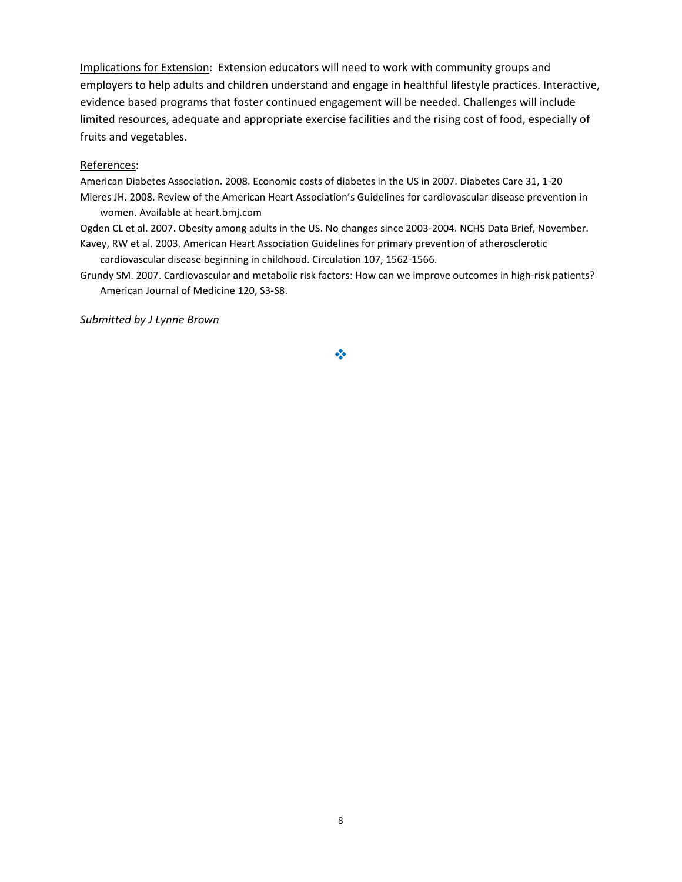Implications for Extension: Extension educators will need to work with community groups and employers to help adults and children understand and engage in healthful lifestyle practices. Interactive, evidence based programs that foster continued engagement will be needed. Challenges will include limited resources, adequate and appropriate exercise facilities and the rising cost of food, especially of fruits and vegetables.

References:

American Diabetes Association. 2008. Economic costs of diabetes in the US in 2007. Diabetes Care 31, 1-20

Mieres JH. 2008. Review of the American Heart Association's Guidelines for cardiovascular disease prevention in women. Available at heart.bmj.com

Ogden CL et al. 2007. Obesity among adults in the US. No changes since 2003-2004. NCHS Data Brief, November.

Kavey, RW et al. 2003. American Heart Association Guidelines for primary prevention of atherosclerotic cardiovascular disease beginning in childhood. Circulation 107, 1562-1566.

Grundy SM. 2007. Cardiovascular and metabolic risk factors: How can we improve outcomes in high-risk patients? American Journal of Medicine 120, S3-S8.

*Submitted by J Lynne Brown*

❖